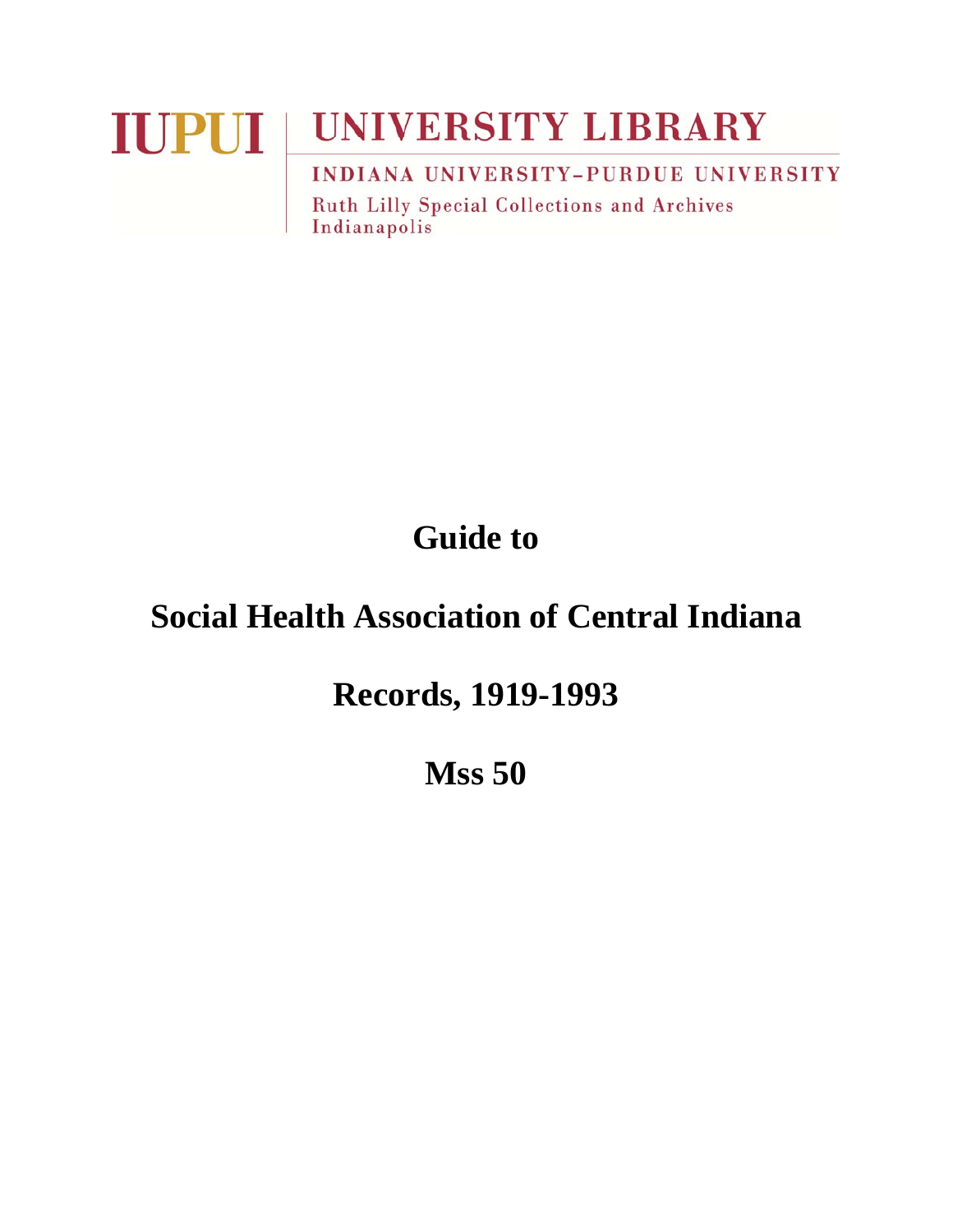IUPUI | UNIVERSITY LIBRARY

INDIANA UNIVERSITY–PURDUE UNIVERSITY

Ruth Lilly Special Collections and Archives
Indianapolis

# Guide to

# Social Health Association of Central Indiana

# Records, 1919-1993

# Mss 50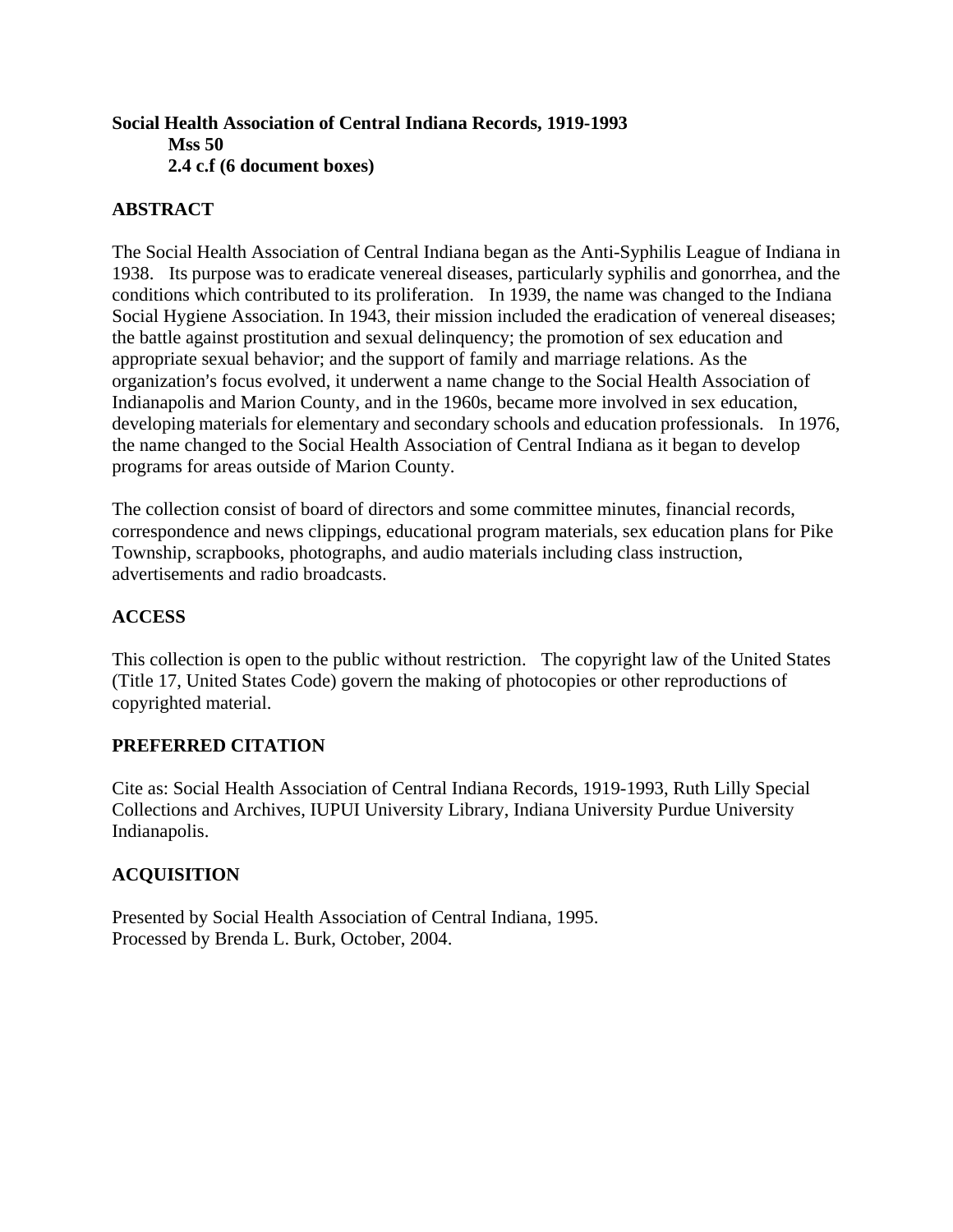**Social Health Association of Central Indiana Records, 1919-1993**
**Mss 50**
**2.4 c.f (6 document boxes)**

## ABSTRACT

The Social Health Association of Central Indiana began as the Anti-Syphilis League of Indiana in 1938. Its purpose was to eradicate venereal diseases, particularly syphilis and gonorrhea, and the conditions which contributed to its proliferation. In 1939, the name was changed to the Indiana Social Hygiene Association. In 1943, their mission included the eradication of venereal diseases; the battle against prostitution and sexual delinquency; the promotion of sex education and appropriate sexual behavior; and the support of family and marriage relations. As the organization's focus evolved, it underwent a name change to the Social Health Association of Indianapolis and Marion County, and in the 1960s, became more involved in sex education, developing materials for elementary and secondary schools and education professionals. In 1976, the name changed to the Social Health Association of Central Indiana as it began to develop programs for areas outside of Marion County.

The collection consist of board of directors and some committee minutes, financial records, correspondence and news clippings, educational program materials, sex education plans for Pike Township, scrapbooks, photographs, and audio materials including class instruction, advertisements and radio broadcasts.

## ACCESS

This collection is open to the public without restriction. The copyright law of the United States (Title 17, United States Code) govern the making of photocopies or other reproductions of copyrighted material.

## PREFERRED CITATION

Cite as: Social Health Association of Central Indiana Records, 1919-1993, Ruth Lilly Special Collections and Archives, IUPUI University Library, Indiana University Purdue University Indianapolis.

## ACQUISITION

Presented by Social Health Association of Central Indiana, 1995.
Processed by Brenda L. Burk, October, 2004.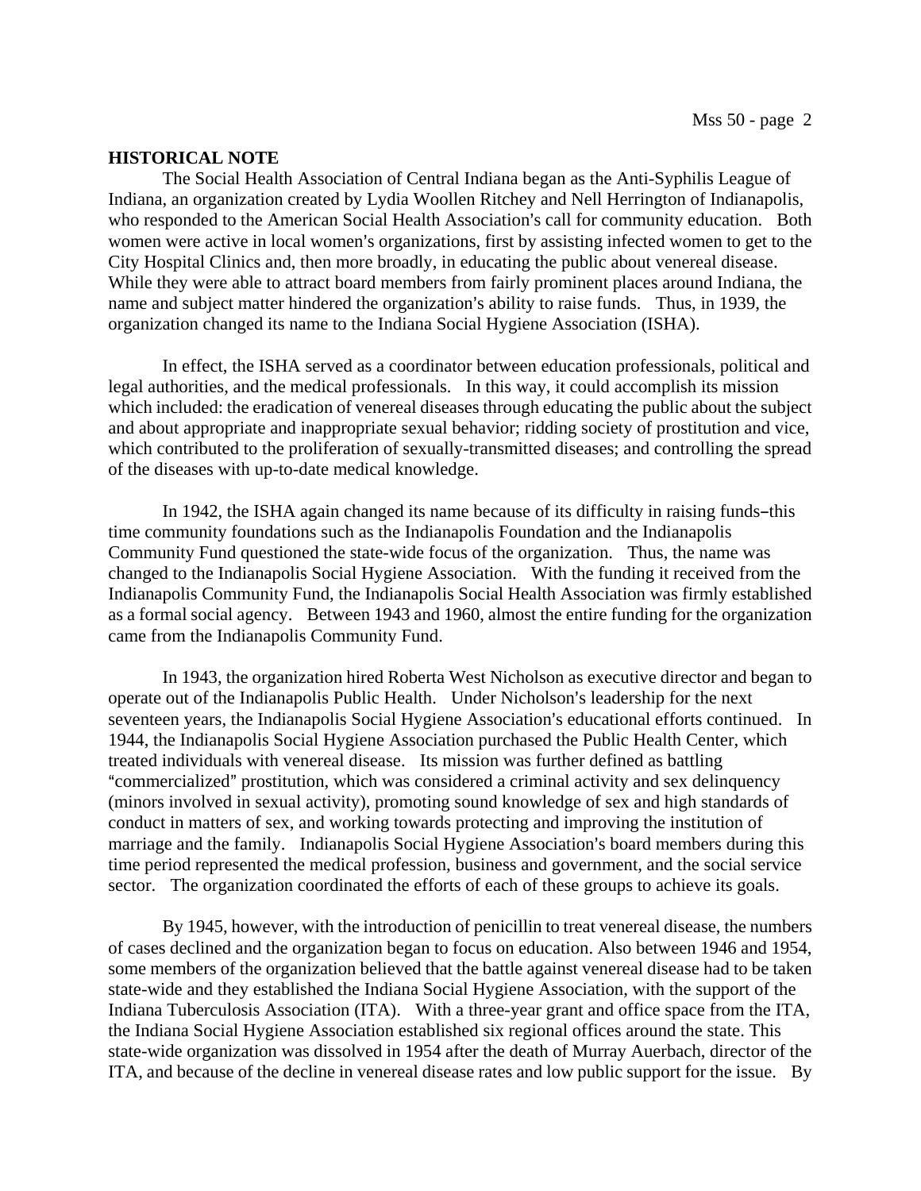## HISTORICAL NOTE

The Social Health Association of Central Indiana began as the Anti-Syphilis League of Indiana, an organization created by Lydia Woollen Ritchey and Nell Herrington of Indianapolis, who responded to the American Social Health Association's call for community education. Both women were active in local women's organizations, first by assisting infected women to get to the City Hospital Clinics and, then more broadly, in educating the public about venereal disease. While they were able to attract board members from fairly prominent places around Indiana, the name and subject matter hindered the organization's ability to raise funds. Thus, in 1939, the organization changed its name to the Indiana Social Hygiene Association (ISHA).

In effect, the ISHA served as a coordinator between education professionals, political and legal authorities, and the medical professionals. In this way, it could accomplish its mission which included: the eradication of venereal diseases through educating the public about the subject and about appropriate and inappropriate sexual behavior; ridding society of prostitution and vice, which contributed to the proliferation of sexually-transmitted diseases; and controlling the spread of the diseases with up-to-date medical knowledge.

In 1942, the ISHA again changed its name because of its difficulty in raising funds–this time community foundations such as the Indianapolis Foundation and the Indianapolis Community Fund questioned the state-wide focus of the organization. Thus, the name was changed to the Indianapolis Social Hygiene Association. With the funding it received from the Indianapolis Community Fund, the Indianapolis Social Health Association was firmly established as a formal social agency. Between 1943 and 1960, almost the entire funding for the organization came from the Indianapolis Community Fund.

In 1943, the organization hired Roberta West Nicholson as executive director and began to operate out of the Indianapolis Public Health. Under Nicholson's leadership for the next seventeen years, the Indianapolis Social Hygiene Association's educational efforts continued. In 1944, the Indianapolis Social Hygiene Association purchased the Public Health Center, which treated individuals with venereal disease. Its mission was further defined as battling "commercialized" prostitution, which was considered a criminal activity and sex delinquency (minors involved in sexual activity), promoting sound knowledge of sex and high standards of conduct in matters of sex, and working towards protecting and improving the institution of marriage and the family. Indianapolis Social Hygiene Association's board members during this time period represented the medical profession, business and government, and the social service sector. The organization coordinated the efforts of each of these groups to achieve its goals.

By 1945, however, with the introduction of penicillin to treat venereal disease, the numbers of cases declined and the organization began to focus on education. Also between 1946 and 1954, some members of the organization believed that the battle against venereal disease had to be taken state-wide and they established the Indiana Social Hygiene Association, with the support of the Indiana Tuberculosis Association (ITA). With a three-year grant and office space from the ITA, the Indiana Social Hygiene Association established six regional offices around the state. This state-wide organization was dissolved in 1954 after the death of Murray Auerbach, director of the ITA, and because of the decline in venereal disease rates and low public support for the issue. By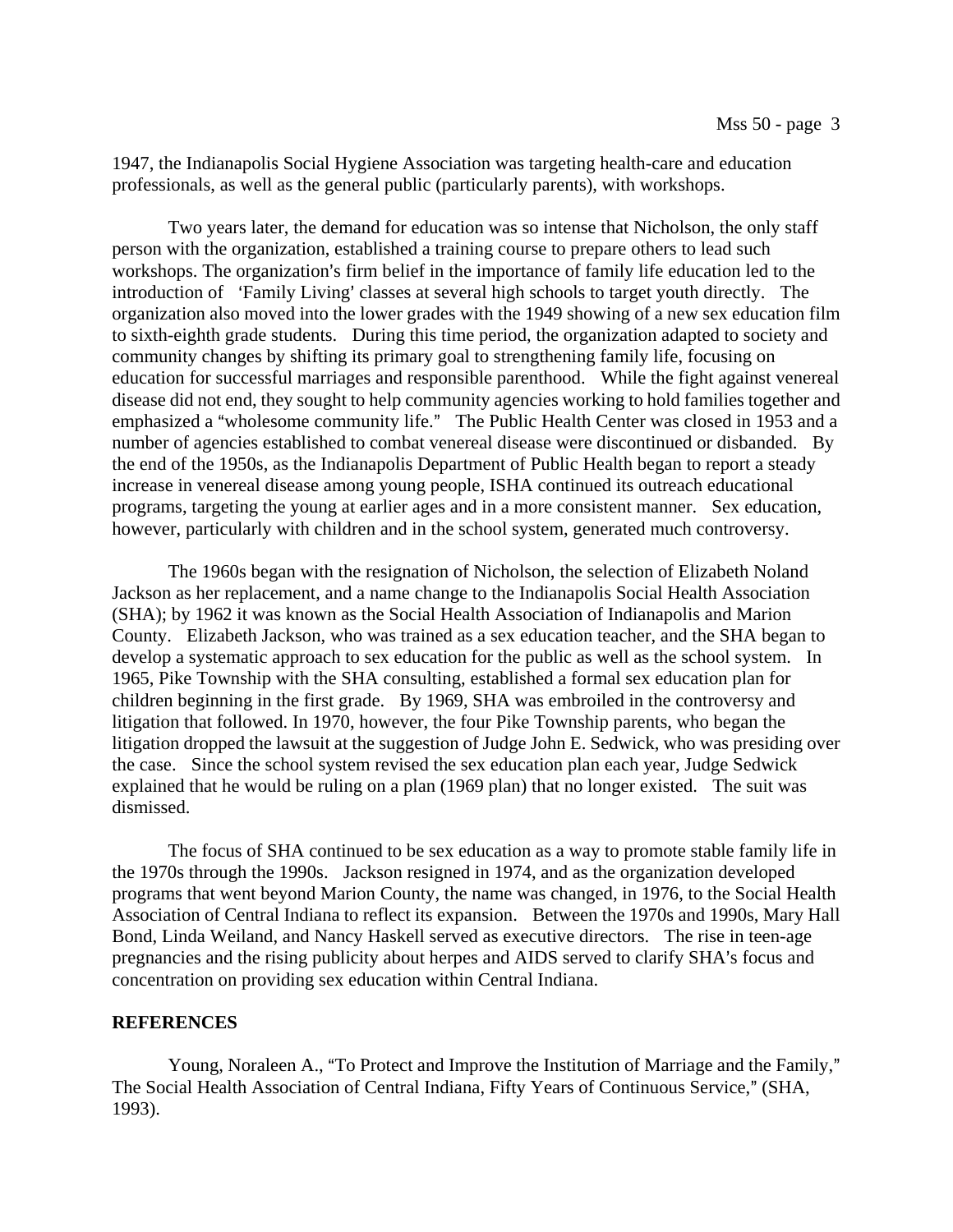1947, the Indianapolis Social Hygiene Association was targeting health-care and education professionals, as well as the general public (particularly parents), with workshops.

Two years later, the demand for education was so intense that Nicholson, the only staff person with the organization, established a training course to prepare others to lead such workshops. The organization's firm belief in the importance of family life education led to the introduction of 'Family Living' classes at several high schools to target youth directly. The organization also moved into the lower grades with the 1949 showing of a new sex education film to sixth-eighth grade students. During this time period, the organization adapted to society and community changes by shifting its primary goal to strengthening family life, focusing on education for successful marriages and responsible parenthood. While the fight against venereal disease did not end, they sought to help community agencies working to hold families together and emphasized a "wholesome community life." The Public Health Center was closed in 1953 and a number of agencies established to combat venereal disease were discontinued or disbanded. By the end of the 1950s, as the Indianapolis Department of Public Health began to report a steady increase in venereal disease among young people, ISHA continued its outreach educational programs, targeting the young at earlier ages and in a more consistent manner. Sex education, however, particularly with children and in the school system, generated much controversy.

The 1960s began with the resignation of Nicholson, the selection of Elizabeth Noland Jackson as her replacement, and a name change to the Indianapolis Social Health Association (SHA); by 1962 it was known as the Social Health Association of Indianapolis and Marion County. Elizabeth Jackson, who was trained as a sex education teacher, and the SHA began to develop a systematic approach to sex education for the public as well as the school system. In 1965, Pike Township with the SHA consulting, established a formal sex education plan for children beginning in the first grade. By 1969, SHA was embroiled in the controversy and litigation that followed. In 1970, however, the four Pike Township parents, who began the litigation dropped the lawsuit at the suggestion of Judge John E. Sedwick, who was presiding over the case. Since the school system revised the sex education plan each year, Judge Sedwick explained that he would be ruling on a plan (1969 plan) that no longer existed. The suit was dismissed.

The focus of SHA continued to be sex education as a way to promote stable family life in the 1970s through the 1990s. Jackson resigned in 1974, and as the organization developed programs that went beyond Marion County, the name was changed, in 1976, to the Social Health Association of Central Indiana to reflect its expansion. Between the 1970s and 1990s, Mary Hall Bond, Linda Weiland, and Nancy Haskell served as executive directors. The rise in teen-age pregnancies and the rising publicity about herpes and AIDS served to clarify SHA's focus and concentration on providing sex education within Central Indiana.

**REFERENCES**

Young, Noraleen A., "To Protect and Improve the Institution of Marriage and the Family," The Social Health Association of Central Indiana, Fifty Years of Continuous Service," (SHA, 1993).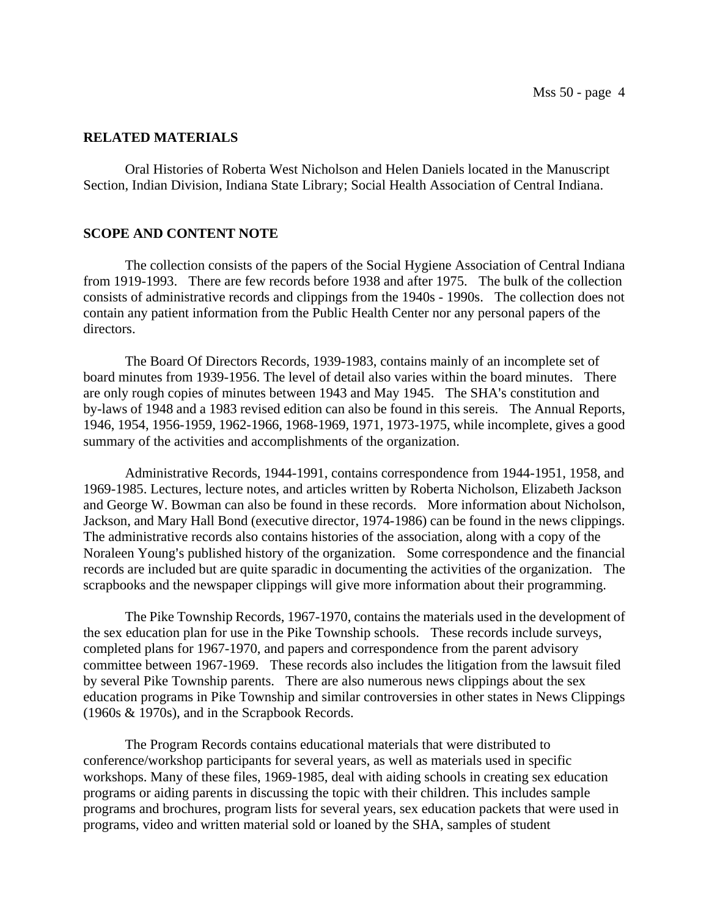## RELATED MATERIALS

Oral Histories of Roberta West Nicholson and Helen Daniels located in the Manuscript Section, Indian Division, Indiana State Library; Social Health Association of Central Indiana.

## SCOPE AND CONTENT NOTE

The collection consists of the papers of the Social Hygiene Association of Central Indiana from 1919-1993. There are few records before 1938 and after 1975. The bulk of the collection consists of administrative records and clippings from the 1940s - 1990s. The collection does not contain any patient information from the Public Health Center nor any personal papers of the directors.

The Board Of Directors Records, 1939-1983, contains mainly of an incomplete set of board minutes from 1939-1956. The level of detail also varies within the board minutes. There are only rough copies of minutes between 1943 and May 1945. The SHA's constitution and by-laws of 1948 and a 1983 revised edition can also be found in this sereis. The Annual Reports, 1946, 1954, 1956-1959, 1962-1966, 1968-1969, 1971, 1973-1975, while incomplete, gives a good summary of the activities and accomplishments of the organization.

Administrative Records, 1944-1991, contains correspondence from 1944-1951, 1958, and 1969-1985. Lectures, lecture notes, and articles written by Roberta Nicholson, Elizabeth Jackson and George W. Bowman can also be found in these records. More information about Nicholson, Jackson, and Mary Hall Bond (executive director, 1974-1986) can be found in the news clippings. The administrative records also contains histories of the association, along with a copy of the Noraleen Young's published history of the organization. Some correspondence and the financial records are included but are quite sparadic in documenting the activities of the organization. The scrapbooks and the newspaper clippings will give more information about their programming.

The Pike Township Records, 1967-1970, contains the materials used in the development of the sex education plan for use in the Pike Township schools. These records include surveys, completed plans for 1967-1970, and papers and correspondence from the parent advisory committee between 1967-1969. These records also includes the litigation from the lawsuit filed by several Pike Township parents. There are also numerous news clippings about the sex education programs in Pike Township and similar controversies in other states in News Clippings (1960s & 1970s), and in the Scrapbook Records.

The Program Records contains educational materials that were distributed to conference/workshop participants for several years, as well as materials used in specific workshops. Many of these files, 1969-1985, deal with aiding schools in creating sex education programs or aiding parents in discussing the topic with their children. This includes sample programs and brochures, program lists for several years, sex education packets that were used in programs, video and written material sold or loaned by the SHA, samples of student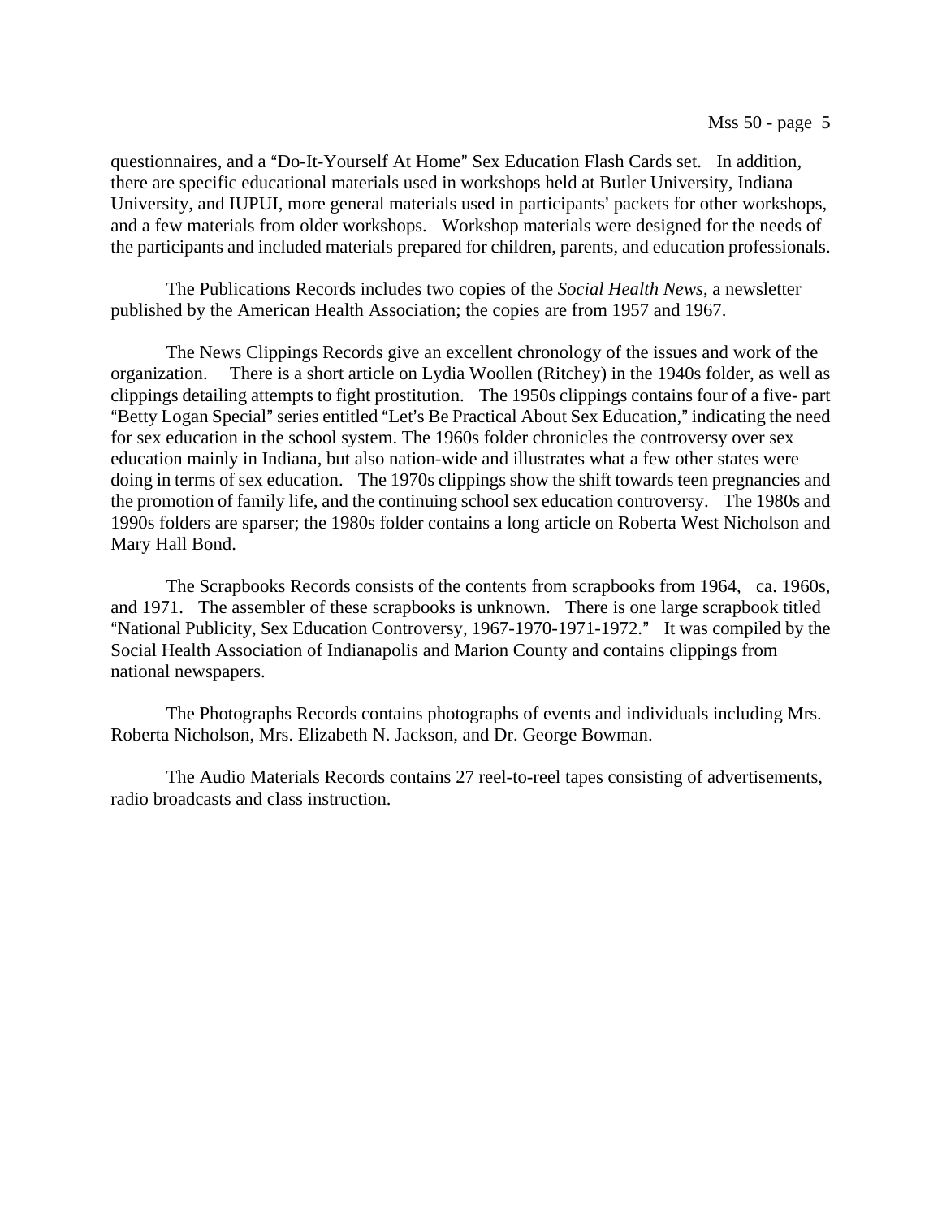questionnaires, and a "Do-It-Yourself At Home" Sex Education Flash Cards set. In addition, there are specific educational materials used in workshops held at Butler University, Indiana University, and IUPUI, more general materials used in participants' packets for other workshops, and a few materials from older workshops. Workshop materials were designed for the needs of the participants and included materials prepared for children, parents, and education professionals.

The Publications Records includes two copies of the *Social Health News*, a newsletter published by the American Health Association; the copies are from 1957 and 1967.

The News Clippings Records give an excellent chronology of the issues and work of the organization. There is a short article on Lydia Woollen (Ritchey) in the 1940s folder, as well as clippings detailing attempts to fight prostitution. The 1950s clippings contains four of a five- part "Betty Logan Special" series entitled "Let's Be Practical About Sex Education," indicating the need for sex education in the school system. The 1960s folder chronicles the controversy over sex education mainly in Indiana, but also nation-wide and illustrates what a few other states were doing in terms of sex education. The 1970s clippings show the shift towards teen pregnancies and the promotion of family life, and the continuing school sex education controversy. The 1980s and 1990s folders are sparser; the 1980s folder contains a long article on Roberta West Nicholson and Mary Hall Bond.

The Scrapbooks Records consists of the contents from scrapbooks from 1964, ca. 1960s, and 1971. The assembler of these scrapbooks is unknown. There is one large scrapbook titled "National Publicity, Sex Education Controversy, 1967-1970-1971-1972." It was compiled by the Social Health Association of Indianapolis and Marion County and contains clippings from national newspapers.

The Photographs Records contains photographs of events and individuals including Mrs. Roberta Nicholson, Mrs. Elizabeth N. Jackson, and Dr. George Bowman.

The Audio Materials Records contains 27 reel-to-reel tapes consisting of advertisements, radio broadcasts and class instruction.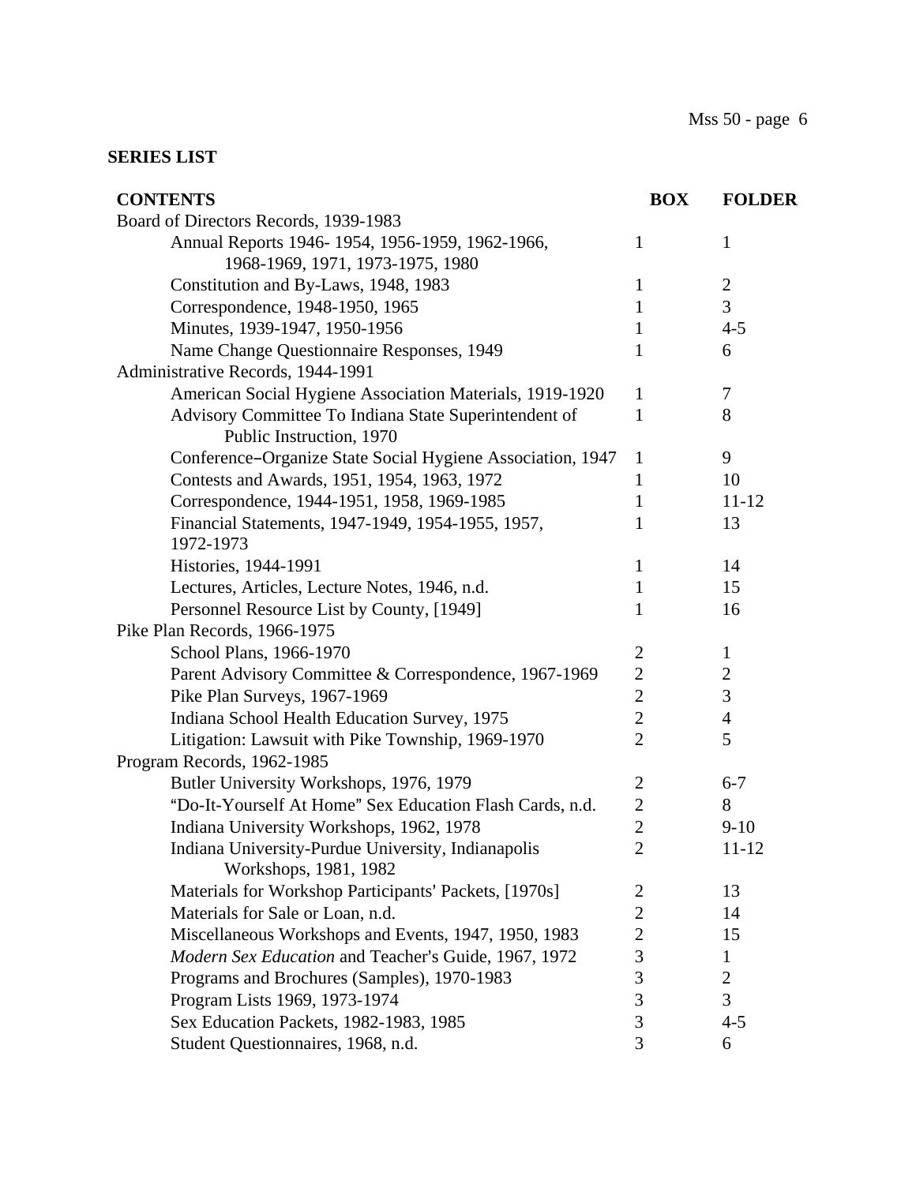## SERIES LIST

| CONTENTS | BOX | FOLDER |
|---|---|---|
| Board of Directors Records, 1939-1983 | | |
| Annual Reports 1946- 1954, 1956-1959, 1962-1966, 1968-1969, 1971, 1973-1975, 1980 | 1 | 1 |
| Constitution and By-Laws, 1948, 1983 | 1 | 2 |
| Correspondence, 1948-1950, 1965 | 1 | 3 |
| Minutes, 1939-1947, 1950-1956 | 1 | 4-5 |
| Name Change Questionnaire Responses, 1949 | 1 | 6 |
| Administrative Records, 1944-1991 | | |
| American Social Hygiene Association Materials, 1919-1920 | 1 | 7 |
| Advisory Committee To Indiana State Superintendent of Public Instruction, 1970 | 1 | 8 |
| Conference–Organize State Social Hygiene Association, 1947 | 1 | 9 |
| Contests and Awards, 1951, 1954, 1963, 1972 | 1 | 10 |
| Correspondence, 1944-1951, 1958, 1969-1985 | 1 | 11-12 |
| Financial Statements, 1947-1949, 1954-1955, 1957, 1972-1973 | 1 | 13 |
| Histories, 1944-1991 | 1 | 14 |
| Lectures, Articles, Lecture Notes, 1946, n.d. | 1 | 15 |
| Personnel Resource List by County, [1949] | 1 | 16 |
| Pike Plan Records, 1966-1975 | | |
| School Plans, 1966-1970 | 2 | 1 |
| Parent Advisory Committee & Correspondence, 1967-1969 | 2 | 2 |
| Pike Plan Surveys, 1967-1969 | 2 | 3 |
| Indiana School Health Education Survey, 1975 | 2 | 4 |
| Litigation: Lawsuit with Pike Township, 1969-1970 | 2 | 5 |
| Program Records, 1962-1985 | | |
| Butler University Workshops, 1976, 1979 | 2 | 6-7 |
| "Do-It-Yourself At Home" Sex Education Flash Cards, n.d. | 2 | 8 |
| Indiana University Workshops, 1962, 1978 | 2 | 9-10 |
| Indiana University-Purdue University, Indianapolis Workshops, 1981, 1982 | 2 | 11-12 |
| Materials for Workshop Participants' Packets, [1970s] | 2 | 13 |
| Materials for Sale or Loan, n.d. | 2 | 14 |
| Miscellaneous Workshops and Events, 1947, 1950, 1983 | 2 | 15 |
| *Modern Sex Education* and Teacher's Guide, 1967, 1972 | 3 | 1 |
| Programs and Brochures (Samples), 1970-1983 | 3 | 2 |
| Program Lists 1969, 1973-1974 | 3 | 3 |
| Sex Education Packets, 1982-1983, 1985 | 3 | 4-5 |
| Student Questionnaires, 1968, n.d. | 3 | 6 |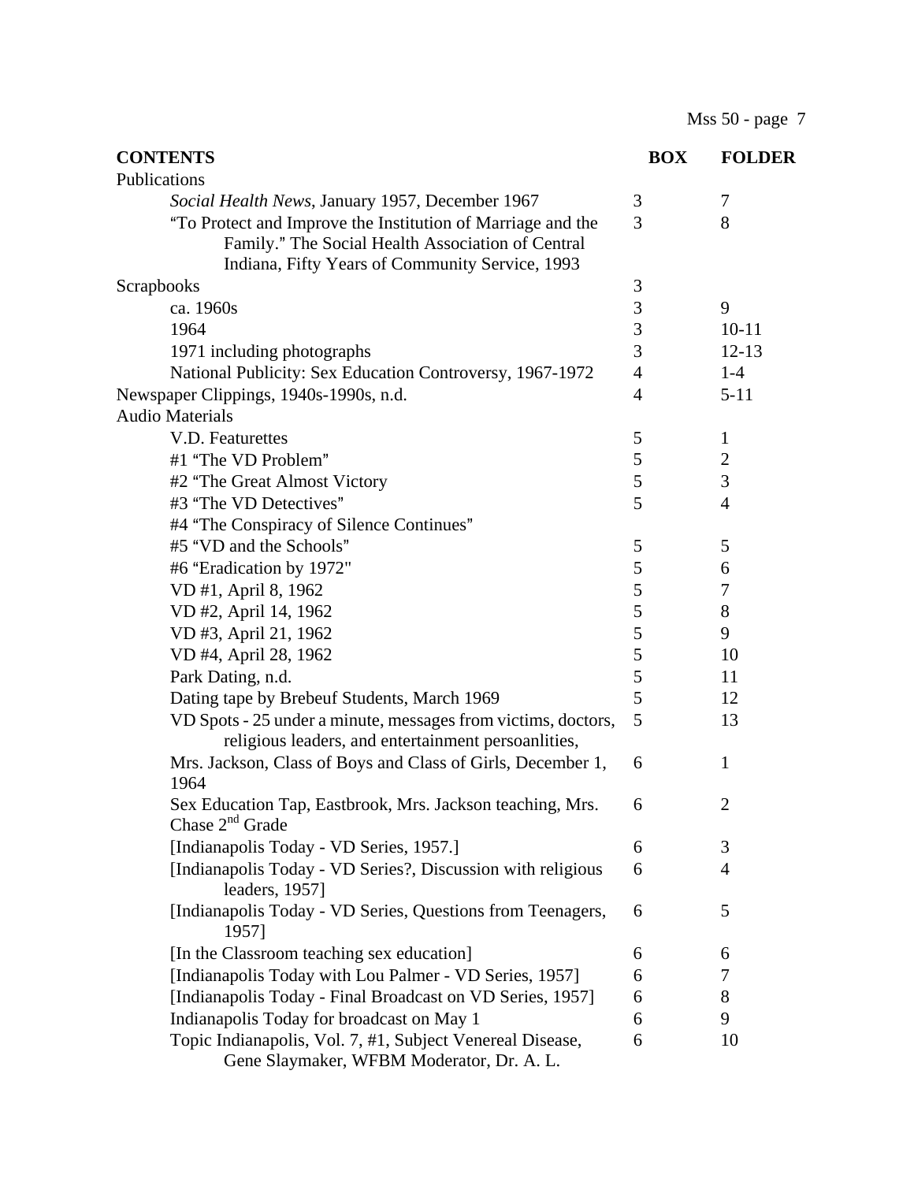| CONTENTS | BOX | FOLDER |
|---|---|---|
| Publications | | |
| *Social Health News*, January 1957, December 1967 | 3 | 7 |
| "To Protect and Improve the Institution of Marriage and the Family." The Social Health Association of Central Indiana, Fifty Years of Community Service, 1993 | 3 | 8 |
| Scrapbooks | 3 | |
| ca. 1960s | 3 | 9 |
| 1964 | 3 | 10-11 |
| 1971 including photographs | 3 | 12-13 |
| National Publicity: Sex Education Controversy, 1967-1972 | 4 | 1-4 |
| Newspaper Clippings, 1940s-1990s, n.d. | 4 | 5-11 |
| Audio Materials | | |
| V.D. Featurettes | 5 | 1 |
| #1 "The VD Problem" | 5 | 2 |
| #2 "The Great Almost Victory | 5 | 3 |
| #3 "The VD Detectives" | 5 | 4 |
| #4 "The Conspiracy of Silence Continues" | | |
| #5 "VD and the Schools" | 5 | 5 |
| #6 "Eradication by 1972" | 5 | 6 |
| VD #1, April 8, 1962 | 5 | 7 |
| VD #2, April 14, 1962 | 5 | 8 |
| VD #3, April 21, 1962 | 5 | 9 |
| VD #4, April 28, 1962 | 5 | 10 |
| Park Dating, n.d. | 5 | 11 |
| Dating tape by Brebeuf Students, March 1969 | 5 | 12 |
| VD Spots - 25 under a minute, messages from victims, doctors, religious leaders, and entertainment persoanlities, | 5 | 13 |
| Mrs. Jackson, Class of Boys and Class of Girls, December 1, 1964 | 6 | 1 |
| Sex Education Tap, Eastbrook, Mrs. Jackson teaching, Mrs. Chase 2nd Grade | 6 | 2 |
| [Indianapolis Today - VD Series, 1957.] | 6 | 3 |
| [Indianapolis Today - VD Series?, Discussion with religious leaders, 1957] | 6 | 4 |
| [Indianapolis Today - VD Series, Questions from Teenagers, 1957] | 6 | 5 |
| [In the Classroom teaching sex education] | 6 | 6 |
| [Indianapolis Today with Lou Palmer - VD Series, 1957] | 6 | 7 |
| [Indianapolis Today - Final Broadcast on VD Series, 1957] | 6 | 8 |
| Indianapolis Today for broadcast on May 1 | 6 | 9 |
| Topic Indianapolis, Vol. 7, #1, Subject Venereal Disease, Gene Slaymaker, WFBM Moderator, Dr. A. L. | 6 | 10 |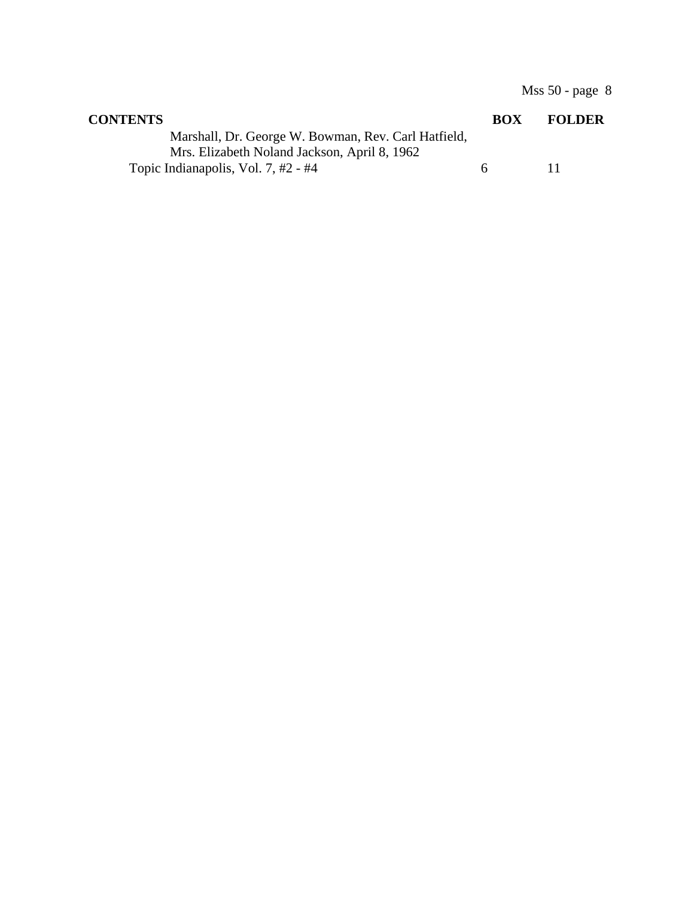| CONTENTS | BOX | FOLDER |
|---|---|---|
| Marshall, Dr. George W. Bowman, Rev. Carl Hatfield, Mrs. Elizabeth Noland Jackson, April 8, 1962 | | |
| Topic Indianapolis, Vol. 7, #2 - #4 | 6 | 11 |